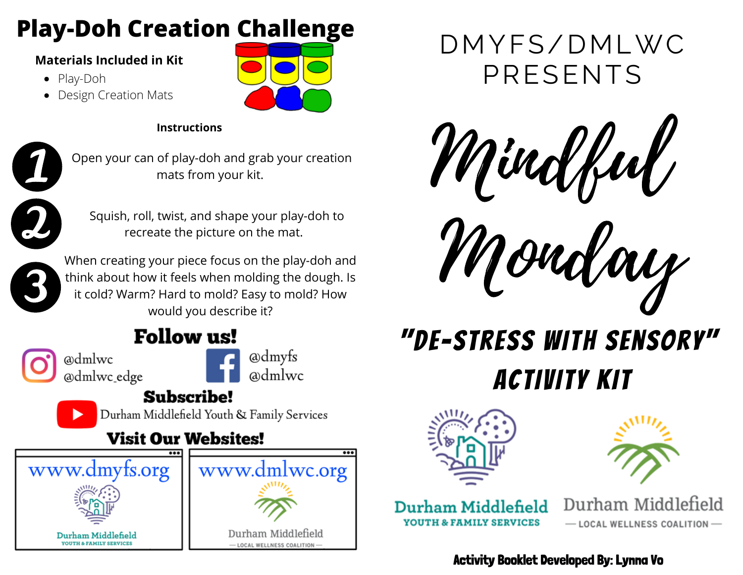# Play-Doh Creation Challenge

**Materials Included in Kit**

- Play-Doh
- Design Creation Mats

**Instructions**

1. Open your can of play-doh and grab your creation mats from your kit.
2. Squish, roll, twist, and shape your play-doh to recreate the picture on the mat.
3. When creating your piece focus on the play-doh and think about how it feels when molding the dough. Is it cold? Warm? Hard to mold? Easy to mold? How would you describe it?

## Follow us!

Instagram: @dmlwc, @dmlwc_edge

Facebook: @dmyfs, @dmlwc

## Subscribe!

YouTube: Durham Middlefield Youth & Family Services

## Visit Our Websites!

www.dmyfs.org — Durham Middlefield Youth & Family Services

www.dmlwc.org — Durham Middlefield Local Wellness Coalition

DMYFS/DMLWC PRESENTS

# Mindful Monday

## "DE-STRESS WITH SENSORY" ACTIVITY KIT

Durham Middlefield YOUTH & FAMILY SERVICES

Durham Middlefield — LOCAL WELLNESS COALITION —

**Activity Booklet Developed By: Lynna Vo**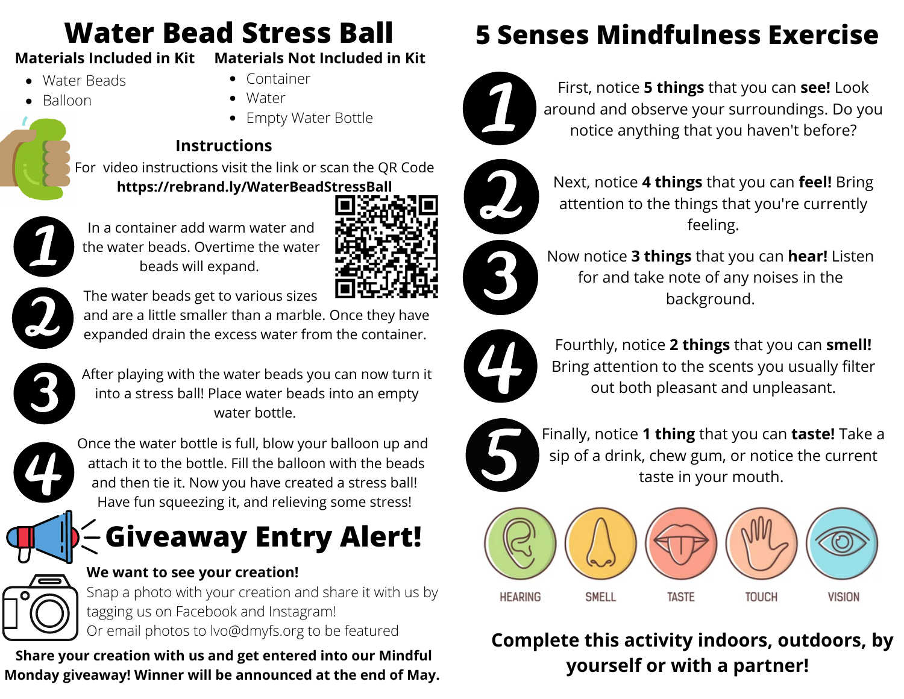# Water Bead Stress Ball

**Materials Included in Kit**

- Water Beads
- Balloon

**Materials Not Included in Kit**

- Container
- Water
- Empty Water Bottle

## Instructions

For video instructions visit the link or scan the QR Code
**https://rebrand.ly/WaterBeadStressBall**

1. In a container add warm water and the water beads. Overtime the water beads will expand.
2. The water beads get to various sizes and are a little smaller than a marble. Once they have expanded drain the excess water from the container.
3. After playing with the water beads you can now turn it into a stress ball! Place water beads into an empty water bottle.
4. Once the water bottle is full, blow your balloon up and attach it to the bottle. Fill the balloon with the beads and then tie it. Now you have created a stress ball! Have fun squeezing it, and relieving some stress!

## Giveaway Entry Alert!

**We want to see your creation!**

Snap a photo with your creation and share it with us by tagging us on Facebook and Instagram!
Or email photos to lvo@dmyfs.org to be featured

**Share your creation with us and get entered into our Mindful Monday giveaway! Winner will be announced at the end of May.**

# 5 Senses Mindfulness Exercise

1. First, notice **5 things** that you can **see!** Look around and observe your surroundings. Do you notice anything that you haven't before?
2. Next, notice **4 things** that you can **feel!** Bring attention to the things that you're currently feeling.
3. Now notice **3 things** that you can **hear!** Listen for and take note of any noises in the background.
4. Fourthly, notice **2 things** that you can **smell!** Bring attention to the scents you usually filter out both pleasant and unpleasant.
5. Finally, notice **1 thing** that you can **taste!** Take a sip of a drink, chew gum, or notice the current taste in your mouth.

HEARING SMELL TASTE TOUCH VISION

**Complete this activity indoors, outdoors, by yourself or with a partner!**